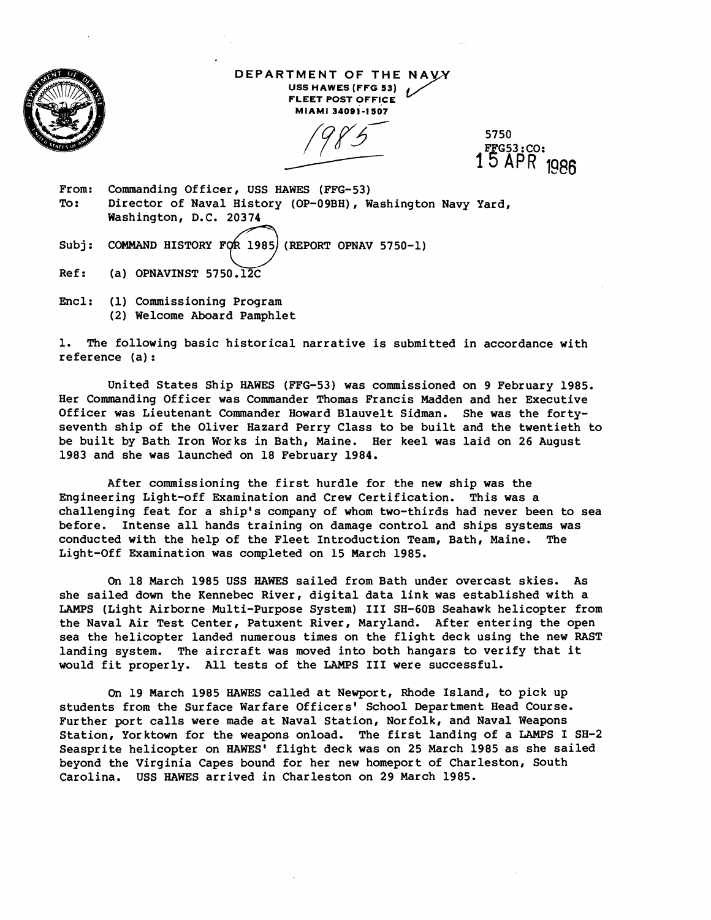DEPARTMENT OF THE NAVY
USS HAWES (FFG 53)
FLEET POST OFFICE
MIAMI 34091-1507

1985

5750
FFG53:CO:
15 APR 1986

From: Commanding Officer, USS HAWES (FFG-53)
To: Director of Naval History (OP-09BH), Washington Navy Yard, Washington, D.C. 20374

Subj: COMMAND HISTORY FOR 1985 (REPORT OPNAV 5750-1)

Ref: (a) OPNAVINST 5750.12C

Encl: (1) Commissioning Program
(2) Welcome Aboard Pamphlet

1. The following basic historical narrative is submitted in accordance with reference (a):

United States Ship HAWES (FFG-53) was commissioned on 9 February 1985. Her Commanding Officer was Commander Thomas Francis Madden and her Executive Officer was Lieutenant Commander Howard Blauvelt Sidman. She was the forty-seventh ship of the Oliver Hazard Perry Class to be built and the twentieth to be built by Bath Iron Works in Bath, Maine. Her keel was laid on 26 August 1983 and she was launched on 18 February 1984.

After commissioning the first hurdle for the new ship was the Engineering Light-off Examination and Crew Certification. This was a challenging feat for a ship's company of whom two-thirds had never been to sea before. Intense all hands training on damage control and ships systems was conducted with the help of the Fleet Introduction Team, Bath, Maine. The Light-Off Examination was completed on 15 March 1985.

On 18 March 1985 USS HAWES sailed from Bath under overcast skies. As she sailed down the Kennebec River, digital data link was established with a LAMPS (Light Airborne Multi-Purpose System) III SH-60B Seahawk helicopter from the Naval Air Test Center, Patuxent River, Maryland. After entering the open sea the helicopter landed numerous times on the flight deck using the new RAST landing system. The aircraft was moved into both hangars to verify that it would fit properly. All tests of the LAMPS III were successful.

On 19 March 1985 HAWES called at Newport, Rhode Island, to pick up students from the Surface Warfare Officers' School Department Head Course. Further port calls were made at Naval Station, Norfolk, and Naval Weapons Station, Yorktown for the weapons onload. The first landing of a LAMPS I SH-2 Seasprite helicopter on HAWES' flight deck was on 25 March 1985 as she sailed beyond the Virginia Capes bound for her new homeport of Charleston, South Carolina. USS HAWES arrived in Charleston on 29 March 1985.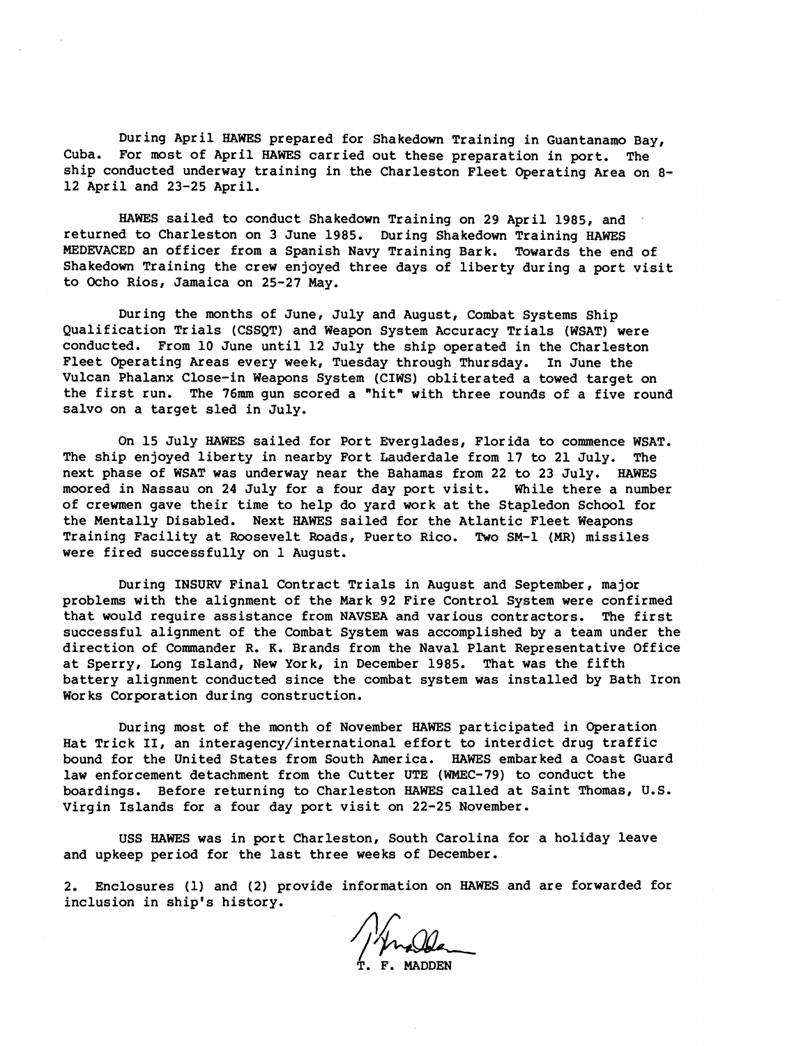During April HAWES prepared for Shakedown Training in Guantanamo Bay, Cuba. For most of April HAWES carried out these preparation in port. The ship conducted underway training in the Charleston Fleet Operating Area on 8-12 April and 23-25 April.

HAWES sailed to conduct Shakedown Training on 29 April 1985, and returned to Charleston on 3 June 1985. During Shakedown Training HAWES MEDEVACED an officer from a Spanish Navy Training Bark. Towards the end of Shakedown Training the crew enjoyed three days of liberty during a port visit to Ocho Rios, Jamaica on 25-27 May.

During the months of June, July and August, Combat Systems Ship Qualification Trials (CSSQT) and Weapon System Accuracy Trials (WSAT) were conducted. From 10 June until 12 July the ship operated in the Charleston Fleet Operating Areas every week, Tuesday through Thursday. In June the Vulcan Phalanx Close-in Weapons System (CIWS) obliterated a towed target on the first run. The 76mm gun scored a "hit" with three rounds of a five round salvo on a target sled in July.

On 15 July HAWES sailed for Port Everglades, Florida to commence WSAT. The ship enjoyed liberty in nearby Fort Lauderdale from 17 to 21 July. The next phase of WSAT was underway near the Bahamas from 22 to 23 July. HAWES moored in Nassau on 24 July for a four day port visit. While there a number of crewmen gave their time to help do yard work at the Stapledon School for the Mentally Disabled. Next HAWES sailed for the Atlantic Fleet Weapons Training Facility at Roosevelt Roads, Puerto Rico. Two SM-1 (MR) missiles were fired successfully on 1 August.

During INSURV Final Contract Trials in August and September, major problems with the alignment of the Mark 92 Fire Control System were confirmed that would require assistance from NAVSEA and various contractors. The first successful alignment of the Combat System was accomplished by a team under the direction of Commander R. K. Brands from the Naval Plant Representative Office at Sperry, Long Island, New York, in December 1985. That was the fifth battery alignment conducted since the combat system was installed by Bath Iron Works Corporation during construction.

During most of the month of November HAWES participated in Operation Hat Trick II, an interagency/international effort to interdict drug traffic bound for the United States from South America. HAWES embarked a Coast Guard law enforcement detachment from the Cutter UTE (WMEC-79) to conduct the boardings. Before returning to Charleston HAWES called at Saint Thomas, U.S. Virgin Islands for a four day port visit on 22-25 November.

USS HAWES was in port Charleston, South Carolina for a holiday leave and upkeep period for the last three weeks of December.

2. Enclosures (1) and (2) provide information on HAWES and are forwarded for inclusion in ship's history.

T. F. MADDEN